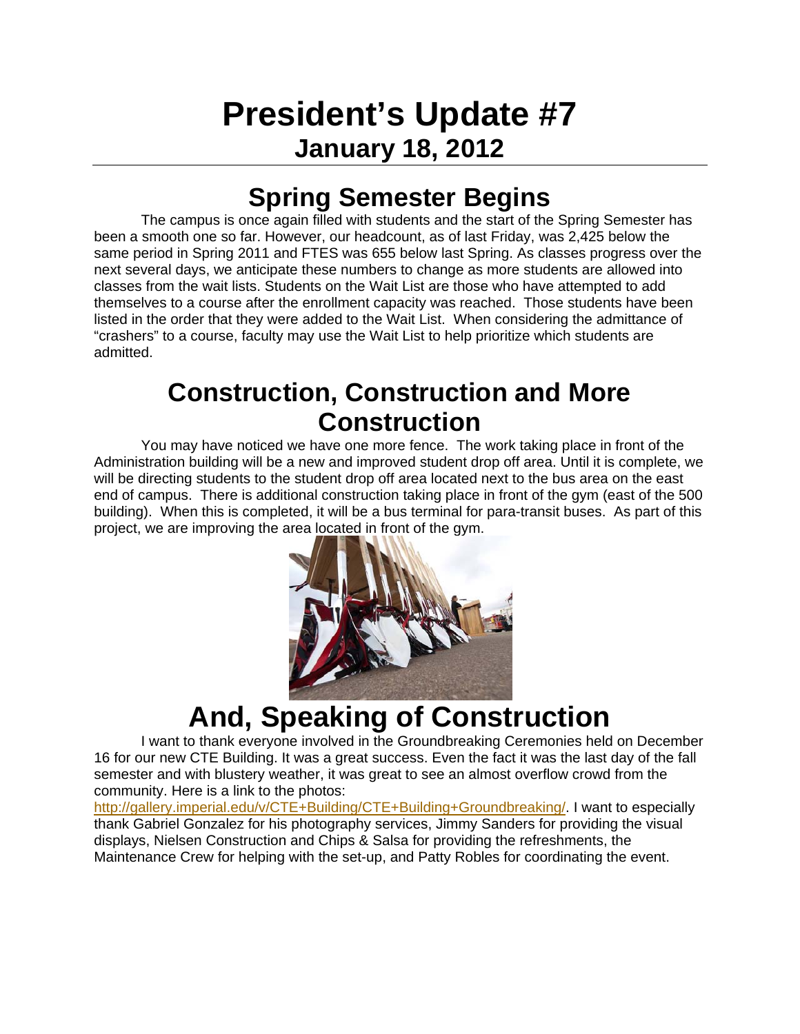# President's Update #7

## January 18, 2012

## Spring Semester Begins

The campus is once again filled with students and the start of the Spring Semester has been a smooth one so far. However, our headcount, as of last Friday, was 2,425 below the same period in Spring 2011 and FTES was 655 below last Spring. As classes progress over the next several days, we anticipate these numbers to change as more students are allowed into classes from the wait lists. Students on the Wait List are those who have attempted to add themselves to a course after the enrollment capacity was reached. Those students have been listed in the order that they were added to the Wait List. When considering the admittance of "crashers" to a course, faculty may use the Wait List to help prioritize which students are admitted.

## Construction, Construction and More Construction

You may have noticed we have one more fence. The work taking place in front of the Administration building will be a new and improved student drop off area. Until it is complete, we will be directing students to the student drop off area located next to the bus area on the east end of campus. There is additional construction taking place in front of the gym (east of the 500 building). When this is completed, it will be a bus terminal for para-transit buses. As part of this project, we are improving the area located in front of the gym.

## And, Speaking of Construction

I want to thank everyone involved in the Groundbreaking Ceremonies held on December 16 for our new CTE Building. It was a great success. Even the fact it was the last day of the fall semester and with blustery weather, it was great to see an almost overflow crowd from the community. Here is a link to the photos: http://gallery.imperial.edu/v/CTE+Building/CTE+Building+Groundbreaking/. I want to especially thank Gabriel Gonzalez for his photography services, Jimmy Sanders for providing the visual displays, Nielsen Construction and Chips & Salsa for providing the refreshments, the Maintenance Crew for helping with the set-up, and Patty Robles for coordinating the event.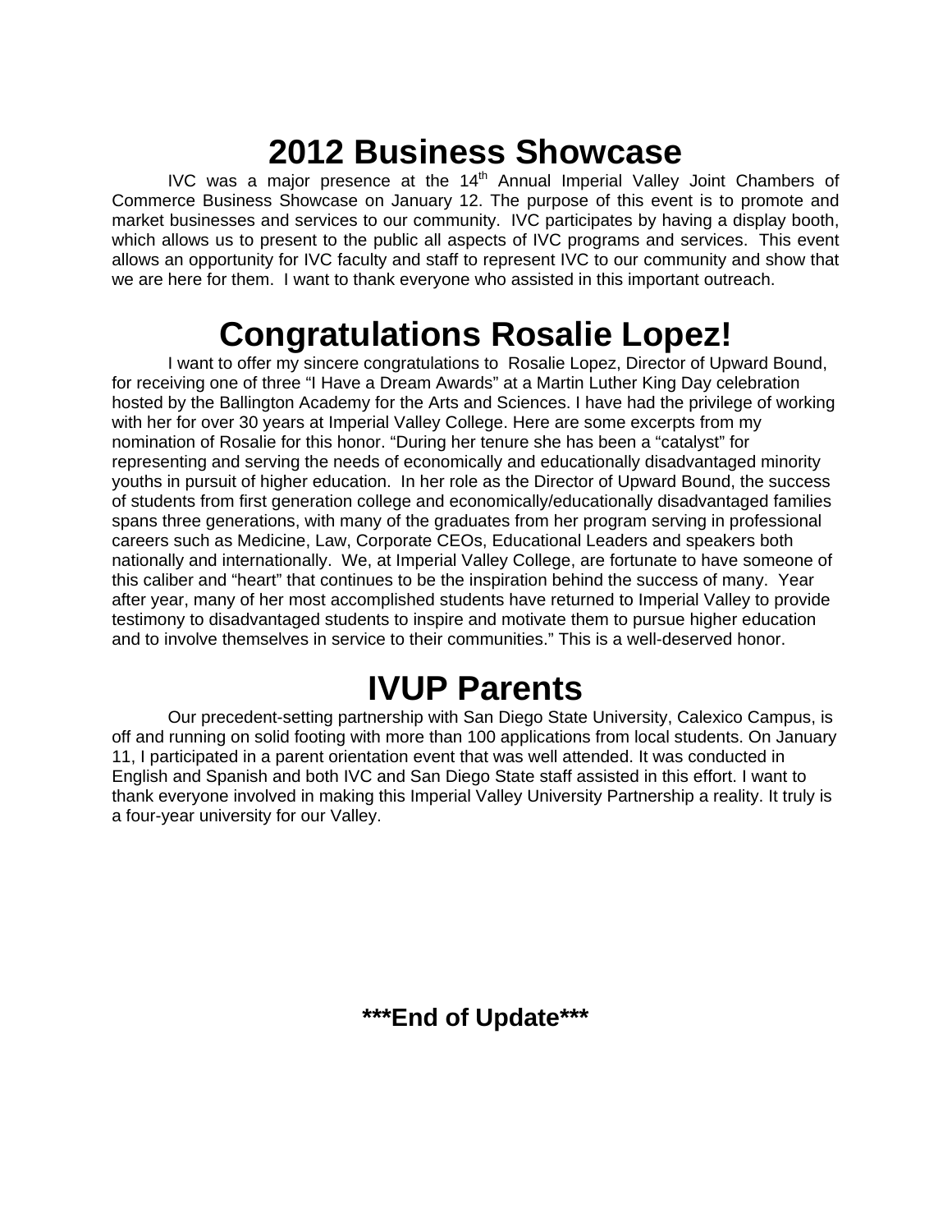# 2012 Business Showcase

IVC was a major presence at the 14th Annual Imperial Valley Joint Chambers of Commerce Business Showcase on January 12. The purpose of this event is to promote and market businesses and services to our community. IVC participates by having a display booth, which allows us to present to the public all aspects of IVC programs and services. This event allows an opportunity for IVC faculty and staff to represent IVC to our community and show that we are here for them. I want to thank everyone who assisted in this important outreach.

# Congratulations Rosalie Lopez!

I want to offer my sincere congratulations to Rosalie Lopez, Director of Upward Bound, for receiving one of three "I Have a Dream Awards" at a Martin Luther King Day celebration hosted by the Ballington Academy for the Arts and Sciences. I have had the privilege of working with her for over 30 years at Imperial Valley College. Here are some excerpts from my nomination of Rosalie for this honor. "During her tenure she has been a "catalyst" for representing and serving the needs of economically and educationally disadvantaged minority youths in pursuit of higher education. In her role as the Director of Upward Bound, the success of students from first generation college and economically/educationally disadvantaged families spans three generations, with many of the graduates from her program serving in professional careers such as Medicine, Law, Corporate CEOs, Educational Leaders and speakers both nationally and internationally. We, at Imperial Valley College, are fortunate to have someone of this caliber and "heart" that continues to be the inspiration behind the success of many. Year after year, many of her most accomplished students have returned to Imperial Valley to provide testimony to disadvantaged students to inspire and motivate them to pursue higher education and to involve themselves in service to their communities." This is a well-deserved honor.

# IVUP Parents

Our precedent-setting partnership with San Diego State University, Calexico Campus, is off and running on solid footing with more than 100 applications from local students. On January 11, I participated in a parent orientation event that was well attended. It was conducted in English and Spanish and both IVC and San Diego State staff assisted in this effort. I want to thank everyone involved in making this Imperial Valley University Partnership a reality. It truly is a four-year university for our Valley.

**\*\*\*End of Update\*\*\***